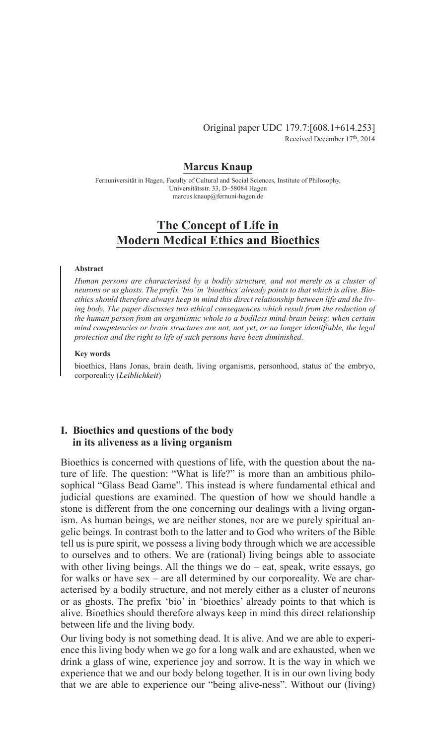Original paper UDC 179.7:[608.1+614.253]
Received December 17th, 2014

**Marcus Knaup**

Fernuniversität in Hagen, Faculty of Cultural and Social Sciences, Institute of Philosophy,
Universitätsstr. 33, D–58084 Hagen
marcus.knaup@fernuni-hagen.de

# The Concept of Life in Modern Medical Ethics and Bioethics

**Abstract**

*Human persons are characterised by a bodily structure, and not merely as a cluster of neurons or as ghosts. The prefix 'bio' in 'bioethics' already points to that which is alive. Bioethics should therefore always keep in mind this direct relationship between life and the living body. The paper discusses two ethical consequences which result from the reduction of the human person from an organismic whole to a bodiless mind-brain being: when certain mind competencies or brain structures are not, not yet, or no longer identifiable, the legal protection and the right to life of such persons have been diminished.*

**Key words**

bioethics, Hans Jonas, brain death, living organisms, personhood, status of the embryo, corporeality (*Leiblichkeit*)

## I. Bioethics and questions of the body in its aliveness as a living organism

Bioethics is concerned with questions of life, with the question about the nature of life. The question: "What is life?" is more than an ambitious philosophical "Glass Bead Game". This instead is where fundamental ethical and judicial questions are examined. The question of how we should handle a stone is different from the one concerning our dealings with a living organism. As human beings, we are neither stones, nor are we purely spiritual angelic beings. In contrast both to the latter and to God who writers of the Bible tell us is pure spirit, we possess a living body through which we are accessible to ourselves and to others. We are (rational) living beings able to associate with other living beings. All the things we do – eat, speak, write essays, go for walks or have sex – are all determined by our corporeality. We are characterised by a bodily structure, and not merely either as a cluster of neurons or as ghosts. The prefix 'bio' in 'bioethics' already points to that which is alive. Bioethics should therefore always keep in mind this direct relationship between life and the living body.

Our living body is not something dead. It is alive. And we are able to experience this living body when we go for a long walk and are exhausted, when we drink a glass of wine, experience joy and sorrow. It is the way in which we experience that we and our body belong together. It is in our own living body that we are able to experience our "being alive-ness". Without our (living)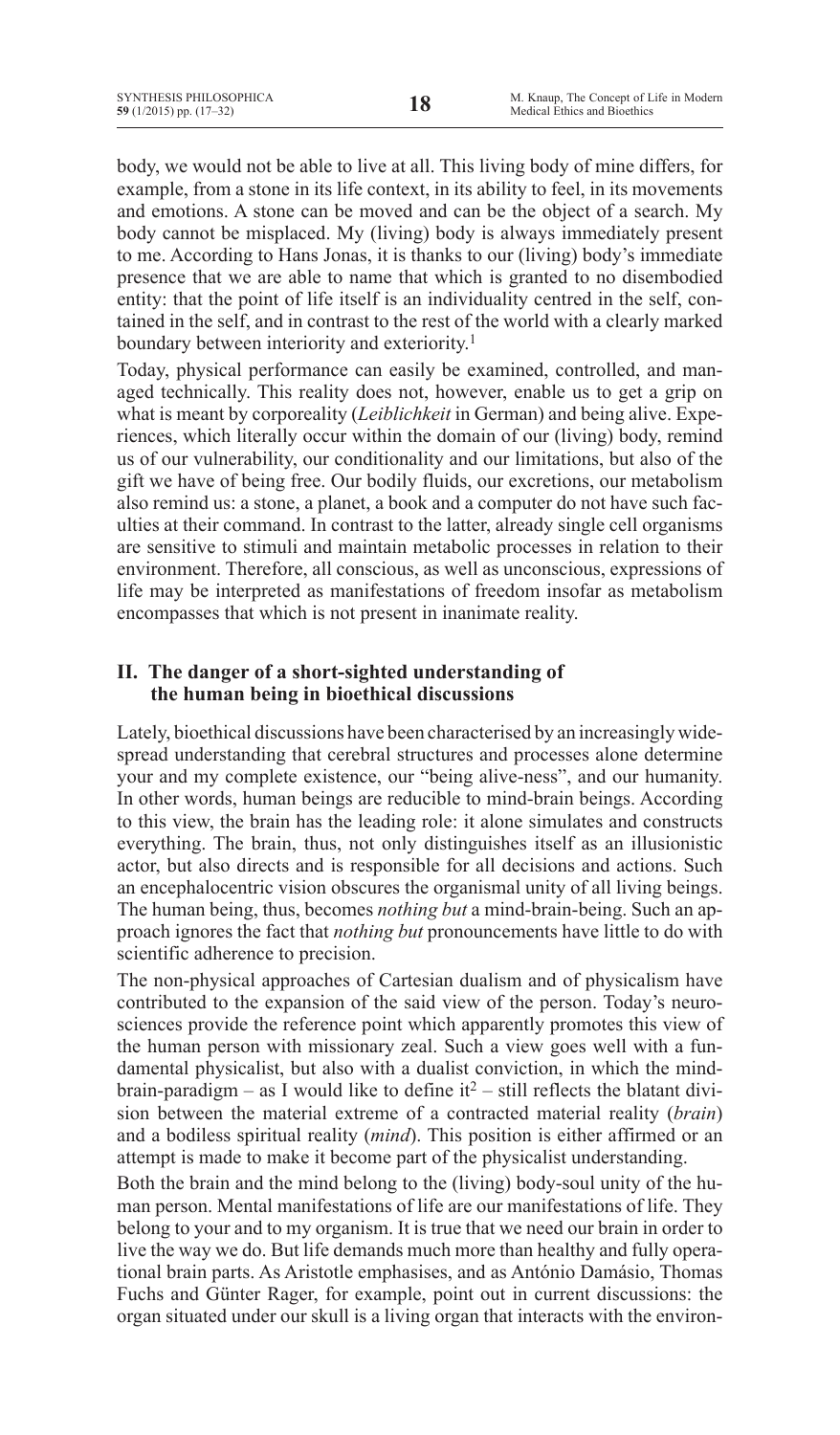body, we would not be able to live at all. This living body of mine differs, for example, from a stone in its life context, in its ability to feel, in its movements and emotions. A stone can be moved and can be the object of a search. My body cannot be misplaced. My (living) body is always immediately present to me. According to Hans Jonas, it is thanks to our (living) body's immediate presence that we are able to name that which is granted to no disembodied entity: that the point of life itself is an individuality centred in the self, contained in the self, and in contrast to the rest of the world with a clearly marked boundary between interiority and exteriority.[1]

Today, physical performance can easily be examined, controlled, and managed technically. This reality does not, however, enable us to get a grip on what is meant by corporeality (*Leiblichkeit* in German) and being alive. Experiences, which literally occur within the domain of our (living) body, remind us of our vulnerability, our conditionality and our limitations, but also of the gift we have of being free. Our bodily fluids, our excretions, our metabolism also remind us: a stone, a planet, a book and a computer do not have such faculties at their command. In contrast to the latter, already single cell organisms are sensitive to stimuli and maintain metabolic processes in relation to their environment. Therefore, all conscious, as well as unconscious, expressions of life may be interpreted as manifestations of freedom insofar as metabolism encompasses that which is not present in inanimate reality.

## II. The danger of a short-sighted understanding of the human being in bioethical discussions

Lately, bioethical discussions have been characterised by an increasingly widespread understanding that cerebral structures and processes alone determine your and my complete existence, our "being alive-ness", and our humanity. In other words, human beings are reducible to mind-brain beings. According to this view, the brain has the leading role: it alone simulates and constructs everything. The brain, thus, not only distinguishes itself as an illusionistic actor, but also directs and is responsible for all decisions and actions. Such an encephalocentric vision obscures the organismal unity of all living beings. The human being, thus, becomes *nothing but* a mind-brain-being. Such an approach ignores the fact that *nothing but* pronouncements have little to do with scientific adherence to precision.

The non-physical approaches of Cartesian dualism and of physicalism have contributed to the expansion of the said view of the person. Today's neurosciences provide the reference point which apparently promotes this view of the human person with missionary zeal. Such a view goes well with a fundamental physicalist, but also with a dualist conviction, in which the mind-brain-paradigm – as I would like to define it[2] – still reflects the blatant division between the material extreme of a contracted material reality (*brain*) and a bodiless spiritual reality (*mind*). This position is either affirmed or an attempt is made to make it become part of the physicalist understanding.

Both the brain and the mind belong to the (living) body-soul unity of the human person. Mental manifestations of life are our manifestations of life. They belong to your and to my organism. It is true that we need our brain in order to live the way we do. But life demands much more than healthy and fully operational brain parts. As Aristotle emphasises, and as António Damásio, Thomas Fuchs and Günter Rager, for example, point out in current discussions: the organ situated under our skull is a living organ that interacts with the environ-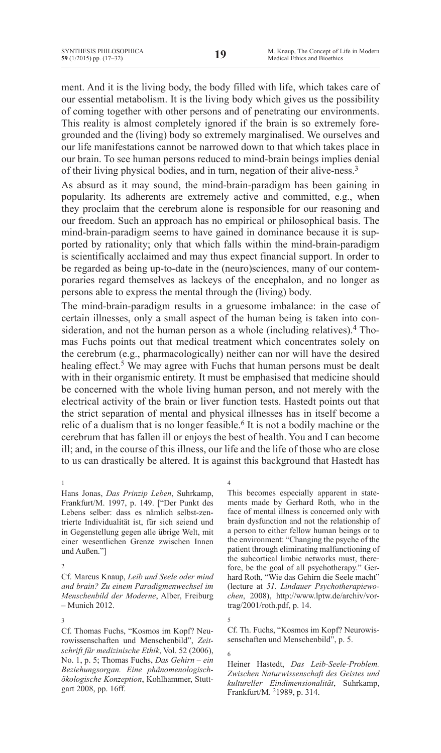ment. And it is the living body, the body filled with life, which takes care of our essential metabolism. It is the living body which gives us the possibility of coming together with other persons and of penetrating our environments. This reality is almost completely ignored if the brain is so extremely foregrounded and the (living) body so extremely marginalised. We ourselves and our life manifestations cannot be narrowed down to that which takes place in our brain. To see human persons reduced to mind-brain beings implies denial of their living physical bodies, and in turn, negation of their alive-ness.[3]

As absurd as it may sound, the mind-brain-paradigm has been gaining in popularity. Its adherents are extremely active and committed, e.g., when they proclaim that the cerebrum alone is responsible for our reasoning and our freedom. Such an approach has no empirical or philosophical basis. The mind-brain-paradigm seems to have gained in dominance because it is supported by rationality; only that which falls within the mind-brain-paradigm is scientifically acclaimed and may thus expect financial support. In order to be regarded as being up-to-date in the (neuro)sciences, many of our contemporaries regard themselves as lackeys of the encephalon, and no longer as persons able to express the mental through the (living) body.

The mind-brain-paradigm results in a gruesome imbalance: in the case of certain illnesses, only a small aspect of the human being is taken into consideration, and not the human person as a whole (including relatives).[4] Thomas Fuchs points out that medical treatment which concentrates solely on the cerebrum (e.g., pharmacologically) neither can nor will have the desired healing effect.[5] We may agree with Fuchs that human persons must be dealt with in their organismic entirety. It must be emphasised that medicine should be concerned with the whole living human person, and not merely with the electrical activity of the brain or liver function tests. Hastedt points out that the strict separation of mental and physical illnesses has in itself become a relic of a dualism that is no longer feasible.[6] It is not a bodily machine or the cerebrum that has fallen ill or enjoys the best of health. You and I can become ill; and, in the course of this illness, our life and the life of those who are close to us can drastically be altered. It is against this background that Hastedt has

---

1 Hans Jonas, *Das Prinzip Leben*, Suhrkamp, Frankfurt/M. 1997, p. 149. ["Der Punkt des Lebens selber: dass es nämlich selbst-zentrierte Individualität ist, für sich seiend und in Gegenstellung gegen alle übrige Welt, mit einer wesentlichen Grenze zwischen Innen und Außen."]

2 Cf. Marcus Knaup, *Leib und Seele oder mind and brain? Zu einem Paradigmenwechsel im Menschenbild der Moderne*, Alber, Freiburg – Munich 2012.

3 Cf. Thomas Fuchs, "Kosmos im Kopf? Neurowissenschaften und Menschenbild", *Zeitschrift für medizinische Ethik*, Vol. 52 (2006), No. 1, p. 5; Thomas Fuchs, *Das Gehirn – ein Beziehungsorgan. Eine phänomenologisch-ökologische Konzeption*, Kohlhammer, Stuttgart 2008, pp. 16ff.

4 This becomes especially apparent in statements made by Gerhard Roth, who in the face of mental illness is concerned only with brain dysfunction and not the relationship of a person to either fellow human beings or to the environment: "Changing the psyche of the patient through eliminating malfunctioning of the subcortical limbic networks must, therefore, be the goal of all psychotherapy." Gerhard Roth, "Wie das Gehirn die Seele macht" (lecture at *51. Lindauer Psychotherapiewochen*, 2008), http://www.lptw.de/archiv/vortrag/2001/roth.pdf, p. 14.

5 Cf. Th. Fuchs, "Kosmos im Kopf? Neurowissenschaften und Menschenbild", p. 5.

6 Heiner Hastedt, *Das Leib-Seele-Problem. Zwischen Naturwissenschaft des Geistes und kultureller Eindimensionalität*, Suhrkamp, Frankfurt/M. [2]1989, p. 314.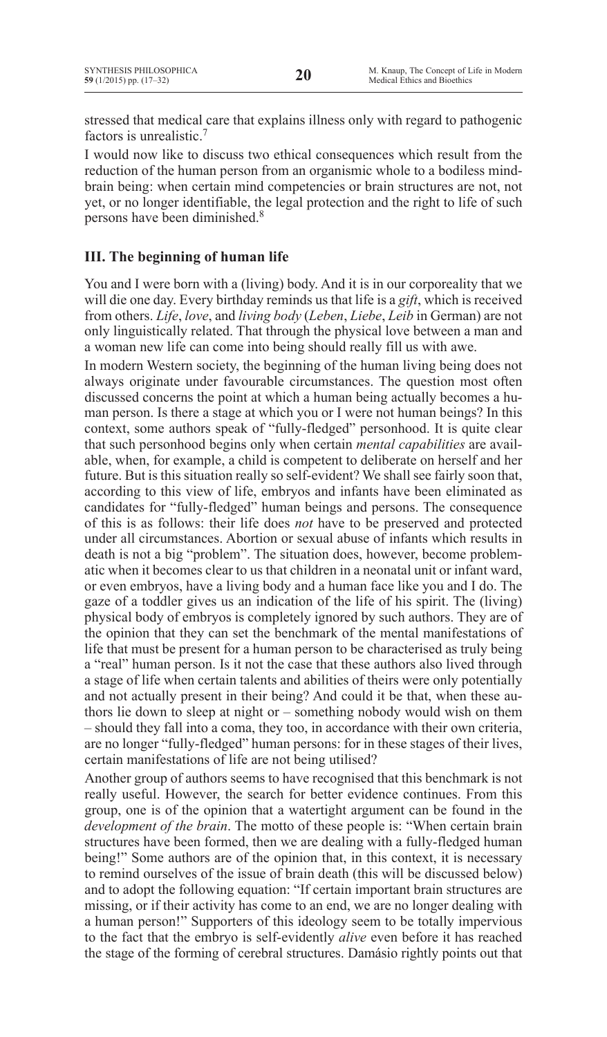stressed that medical care that explains illness only with regard to pathogenic factors is unrealistic.[7]

I would now like to discuss two ethical consequences which result from the reduction of the human person from an organismic whole to a bodiless mind-brain being: when certain mind competencies or brain structures are not, not yet, or no longer identifiable, the legal protection and the right to life of such persons have been diminished.[8]

## III. The beginning of human life

You and I were born with a (living) body. And it is in our corporeality that we will die one day. Every birthday reminds us that life is a *gift*, which is received from others. *Life*, *love*, and *living body* (*Leben*, *Liebe*, *Leib* in German) are not only linguistically related. That through the physical love between a man and a woman new life can come into being should really fill us with awe.

In modern Western society, the beginning of the human living being does not always originate under favourable circumstances. The question most often discussed concerns the point at which a human being actually becomes a human person. Is there a stage at which you or I were not human beings? In this context, some authors speak of "fully-fledged" personhood. It is quite clear that such personhood begins only when certain *mental capabilities* are available, when, for example, a child is competent to deliberate on herself and her future. But is this situation really so self-evident? We shall see fairly soon that, according to this view of life, embryos and infants have been eliminated as candidates for "fully-fledged" human beings and persons. The consequence of this is as follows: their life does *not* have to be preserved and protected under all circumstances. Abortion or sexual abuse of infants which results in death is not a big "problem". The situation does, however, become problematic when it becomes clear to us that children in a neonatal unit or infant ward, or even embryos, have a living body and a human face like you and I do. The gaze of a toddler gives us an indication of the life of his spirit. The (living) physical body of embryos is completely ignored by such authors. They are of the opinion that they can set the benchmark of the mental manifestations of life that must be present for a human person to be characterised as truly being a "real" human person. Is it not the case that these authors also lived through a stage of life when certain talents and abilities of theirs were only potentially and not actually present in their being? And could it be that, when these authors lie down to sleep at night or – something nobody would wish on them – should they fall into a coma, they too, in accordance with their own criteria, are no longer "fully-fledged" human persons: for in these stages of their lives, certain manifestations of life are not being utilised?

Another group of authors seems to have recognised that this benchmark is not really useful. However, the search for better evidence continues. From this group, one is of the opinion that a watertight argument can be found in the *development of the brain*. The motto of these people is: "When certain brain structures have been formed, then we are dealing with a fully-fledged human being!" Some authors are of the opinion that, in this context, it is necessary to remind ourselves of the issue of brain death (this will be discussed below) and to adopt the following equation: "If certain important brain structures are missing, or if their activity has come to an end, we are no longer dealing with a human person!" Supporters of this ideology seem to be totally impervious to the fact that the embryo is self-evidently *alive* even before it has reached the stage of the forming of cerebral structures. Damásio rightly points out that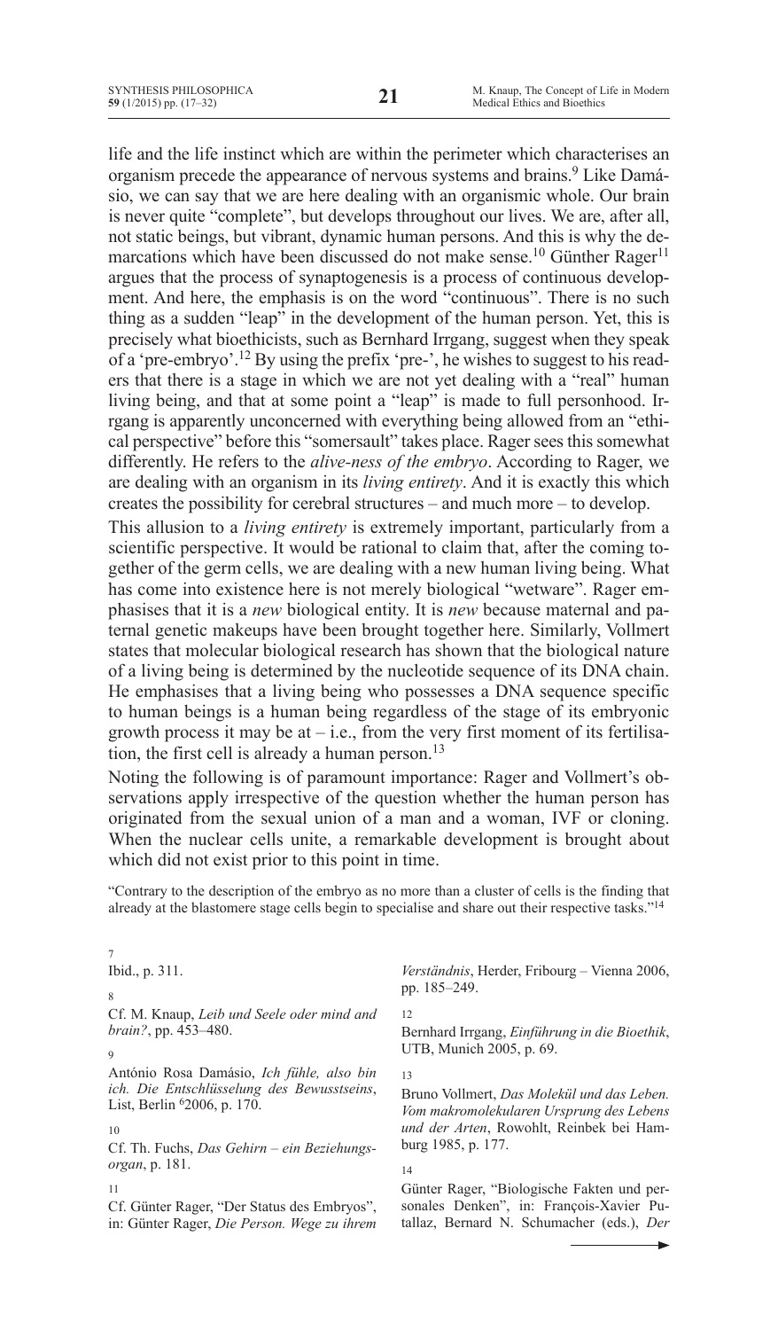life and the life instinct which are within the perimeter which characterises an organism precede the appearance of nervous systems and brains.[9] Like Damásio, we can say that we are here dealing with an organismic whole. Our brain is never quite "complete", but develops throughout our lives. We are, after all, not static beings, but vibrant, dynamic human persons. And this is why the demarcations which have been discussed do not make sense.[10] Günther Rager[11] argues that the process of synaptogenesis is a process of continuous development. And here, the emphasis is on the word "continuous". There is no such thing as a sudden "leap" in the development of the human person. Yet, this is precisely what bioethicists, such as Bernhard Irrgang, suggest when they speak of a 'pre-embryo'.[12] By using the prefix 'pre-', he wishes to suggest to his readers that there is a stage in which we are not yet dealing with a "real" human living being, and that at some point a "leap" is made to full personhood. Irrgang is apparently unconcerned with everything being allowed from an "ethical perspective" before this "somersault" takes place. Rager sees this somewhat differently. He refers to the *alive-ness of the embryo*. According to Rager, we are dealing with an organism in its *living entirety*. And it is exactly this which creates the possibility for cerebral structures – and much more – to develop.

This allusion to a *living entirety* is extremely important, particularly from a scientific perspective. It would be rational to claim that, after the coming together of the germ cells, we are dealing with a new human living being. What has come into existence here is not merely biological "wetware". Rager emphasises that it is a *new* biological entity. It is *new* because maternal and paternal genetic makeups have been brought together here. Similarly, Vollmert states that molecular biological research has shown that the biological nature of a living being is determined by the nucleotide sequence of its DNA chain. He emphasises that a living being who possesses a DNA sequence specific to human beings is a human being regardless of the stage of its embryonic growth process it may be at – i.e., from the very first moment of its fertilisation, the first cell is already a human person.[13]

Noting the following is of paramount importance: Rager and Vollmert's observations apply irrespective of the question whether the human person has originated from the sexual union of a man and a woman, IVF or cloning. When the nuclear cells unite, a remarkable development is brought about which did not exist prior to this point in time.

"Contrary to the description of the embryo as no more than a cluster of cells is the finding that already at the blastomere stage cells begin to specialise and share out their respective tasks."[14]

---

7 Ibid., p. 311.

8 Cf. M. Knaup, *Leib und Seele oder mind and brain?*, pp. 453–480.

9 António Rosa Damásio, *Ich fühle, also bin ich. Die Entschlüsselung des Bewusstseins*, List, Berlin 62006, p. 170.

10 Cf. Th. Fuchs, *Das Gehirn – ein Beziehungsorgan*, p. 181.

11 Cf. Günter Rager, "Der Status des Embryos", in: Günter Rager, *Die Person. Wege zu ihrem Verständnis*, Herder, Fribourg – Vienna 2006, pp. 185–249.

12 Bernhard Irrgang, *Einführung in die Bioethik*, UTB, Munich 2005, p. 69.

13 Bruno Vollmert, *Das Molekül und das Leben. Vom makromolekularen Ursprung des Lebens und der Arten*, Rowohlt, Reinbek bei Hamburg 1985, p. 177.

14 Günter Rager, "Biologische Fakten und personales Denken", in: François-Xavier Putallaz, Bernard N. Schumacher (eds.), *Der*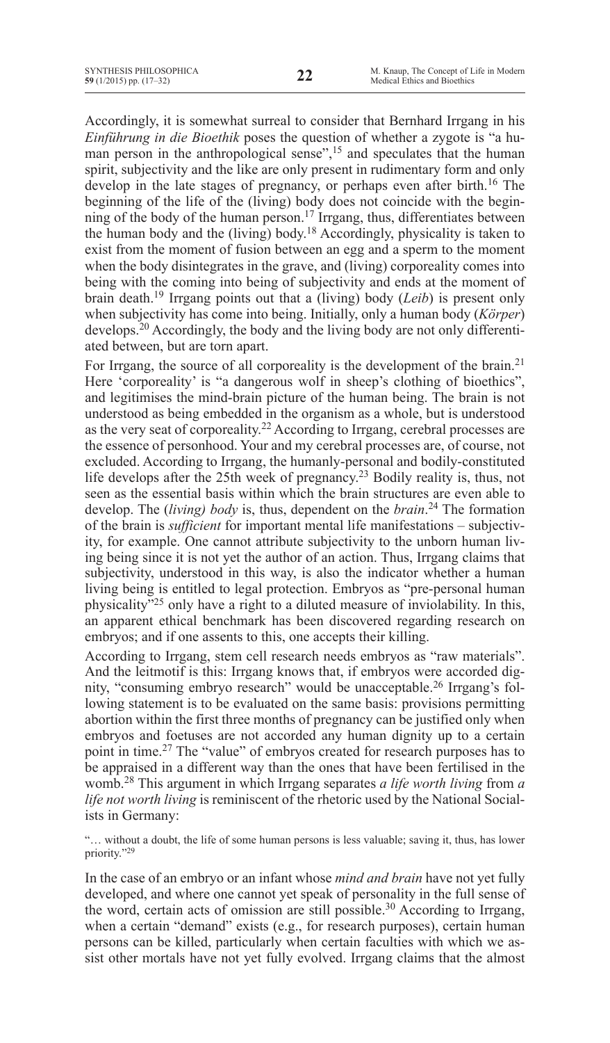Accordingly, it is somewhat surreal to consider that Bernhard Irrgang in his *Einführung in die Bioethik* poses the question of whether a zygote is "a human person in the anthropological sense",[15] and speculates that the human spirit, subjectivity and the like are only present in rudimentary form and only develop in the late stages of pregnancy, or perhaps even after birth.[16] The beginning of the life of the (living) body does not coincide with the beginning of the body of the human person.[17] Irrgang, thus, differentiates between the human body and the (living) body.[18] Accordingly, physicality is taken to exist from the moment of fusion between an egg and a sperm to the moment when the body disintegrates in the grave, and (living) corporeality comes into being with the coming into being of subjectivity and ends at the moment of brain death.[19] Irrgang points out that a (living) body (*Leib*) is present only when subjectivity has come into being. Initially, only a human body (*Körper*) develops.[20] Accordingly, the body and the living body are not only differentiated between, but are torn apart.

For Irrgang, the source of all corporeality is the development of the brain.[21] Here 'corporeality' is "a dangerous wolf in sheep's clothing of bioethics", and legitimises the mind-brain picture of the human being. The brain is not understood as being embedded in the organism as a whole, but is understood as the very seat of corporeality.[22] According to Irrgang, cerebral processes are the essence of personhood. Your and my cerebral processes are, of course, not excluded. According to Irrgang, the humanly-personal and bodily-constituted life develops after the 25th week of pregnancy.[23] Bodily reality is, thus, not seen as the essential basis within which the brain structures are even able to develop. The (*living) body* is, thus, dependent on the *brain*.[24] The formation of the brain is *sufficient* for important mental life manifestations – subjectivity, for example. One cannot attribute subjectivity to the unborn human living being since it is not yet the author of an action. Thus, Irrgang claims that subjectivity, understood in this way, is also the indicator whether a human living being is entitled to legal protection. Embryos as "pre-personal human physicality"[25] only have a right to a diluted measure of inviolability. In this, an apparent ethical benchmark has been discovered regarding research on embryos; and if one assents to this, one accepts their killing.

According to Irrgang, stem cell research needs embryos as "raw materials". And the leitmotif is this: Irrgang knows that, if embryos were accorded dignity, "consuming embryo research" would be unacceptable.[26] Irrgang's following statement is to be evaluated on the same basis: provisions permitting abortion within the first three months of pregnancy can be justified only when embryos and foetuses are not accorded any human dignity up to a certain point in time.[27] The "value" of embryos created for research purposes has to be appraised in a different way than the ones that have been fertilised in the womb.[28] This argument in which Irrgang separates *a life worth living* from *a life not worth living* is reminiscent of the rhetoric used by the National Socialists in Germany:

> "… without a doubt, the life of some human persons is less valuable; saving it, thus, has lower priority."[29]

In the case of an embryo or an infant whose *mind and brain* have not yet fully developed, and where one cannot yet speak of personality in the full sense of the word, certain acts of omission are still possible.[30] According to Irrgang, when a certain "demand" exists (e.g., for research purposes), certain human persons can be killed, particularly when certain faculties with which we assist other mortals have not yet fully evolved. Irrgang claims that the almost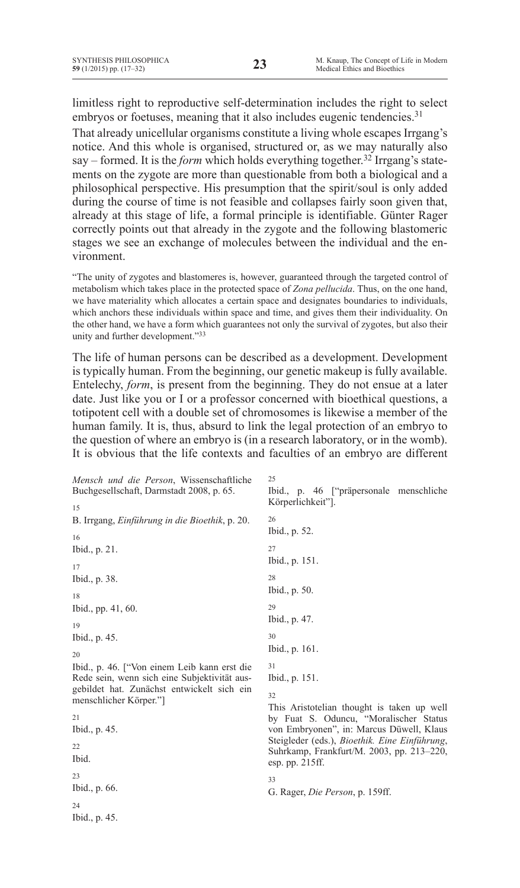limitless right to reproductive self-determination includes the right to select embryos or foetuses, meaning that it also includes eugenic tendencies.[31]

That already unicellular organisms constitute a living whole escapes Irrgang's notice. And this whole is organised, structured or, as we may naturally also say – formed. It is the *form* which holds everything together.[32] Irrgang's statements on the zygote are more than questionable from both a biological and a philosophical perspective. His presumption that the spirit/soul is only added during the course of time is not feasible and collapses fairly soon given that, already at this stage of life, a formal principle is identifiable. Günter Rager correctly points out that already in the zygote and the following blastomeric stages we see an exchange of molecules between the individual and the environment.

> "The unity of zygotes and blastomeres is, however, guaranteed through the targeted control of metabolism which takes place in the protected space of *Zona pellucida*. Thus, on the one hand, we have materiality which allocates a certain space and designates boundaries to individuals, which anchors these individuals within space and time, and gives them their individuality. On the other hand, we have a form which guarantees not only the survival of zygotes, but also their unity and further development."[33]

The life of human persons can be described as a development. Development is typically human. From the beginning, our genetic makeup is fully available. Entelechy, *form*, is present from the beginning. They do not ensue at a later date. Just like you or I or a professor concerned with bioethical questions, a totipotent cell with a double set of chromosomes is likewise a member of the human family. It is, thus, absurd to link the legal protection of an embryo to the question of where an embryo is (in a research laboratory, or in the womb). It is obvious that the life contexts and faculties of an embryo are different

---

*Mensch und die Person*, Wissenschaftliche Buchgesellschaft, Darmstadt 2008, p. 65.

15 B. Irrgang, *Einführung in die Bioethik*, p. 20.

16 Ibid., p. 21.

17 Ibid., p. 38.

18 Ibid., pp. 41, 60.

19 Ibid., p. 45.

20 Ibid., p. 46. ["Von einem Leib kann erst die Rede sein, wenn sich eine Subjektivität ausgebildet hat. Zunächst entwickelt sich ein menschlicher Körper."]

21 Ibid., p. 45.

22 Ibid.

23 Ibid., p. 66.

24 Ibid., p. 45.

25 Ibid., p. 46 ["präpersonale menschliche Körperlichkeit"].

26 Ibid., p. 52.

27 Ibid., p. 151.

28 Ibid., p. 50.

29 Ibid., p. 47.

30 Ibid., p. 161.

31 Ibid., p. 151.

32 This Aristotelian thought is taken up well by Fuat S. Oduncu, "Moralischer Status von Embryonen", in: Marcus Düwell, Klaus Steigleder (eds.), *Bioethik. Eine Einführung*, Suhrkamp, Frankfurt/M. 2003, pp. 213–220, esp. pp. 215ff.

33 G. Rager, *Die Person*, p. 159ff.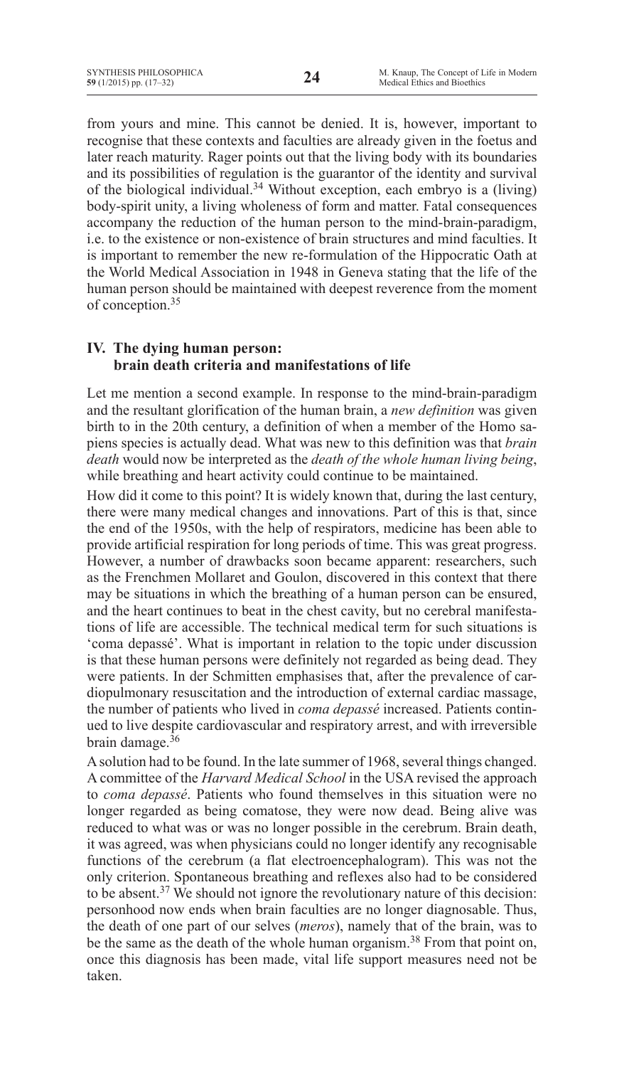from yours and mine. This cannot be denied. It is, however, important to recognise that these contexts and faculties are already given in the foetus and later reach maturity. Rager points out that the living body with its boundaries and its possibilities of regulation is the guarantor of the identity and survival of the biological individual.[34] Without exception, each embryo is a (living) body-spirit unity, a living wholeness of form and matter. Fatal consequences accompany the reduction of the human person to the mind-brain-paradigm, i.e. to the existence or non-existence of brain structures and mind faculties. It is important to remember the new re-formulation of the Hippocratic Oath at the World Medical Association in 1948 in Geneva stating that the life of the human person should be maintained with deepest reverence from the moment of conception.[35]

## IV. The dying human person: brain death criteria and manifestations of life

Let me mention a second example. In response to the mind-brain-paradigm and the resultant glorification of the human brain, a *new definition* was given birth to in the 20th century, a definition of when a member of the Homo sapiens species is actually dead. What was new to this definition was that *brain death* would now be interpreted as the *death of the whole human living being*, while breathing and heart activity could continue to be maintained.

How did it come to this point? It is widely known that, during the last century, there were many medical changes and innovations. Part of this is that, since the end of the 1950s, with the help of respirators, medicine has been able to provide artificial respiration for long periods of time. This was great progress. However, a number of drawbacks soon became apparent: researchers, such as the Frenchmen Mollaret and Goulon, discovered in this context that there may be situations in which the breathing of a human person can be ensured, and the heart continues to beat in the chest cavity, but no cerebral manifestations of life are accessible. The technical medical term for such situations is 'coma depassé'. What is important in relation to the topic under discussion is that these human persons were definitely not regarded as being dead. They were patients. In der Schmitten emphasises that, after the prevalence of cardiopulmonary resuscitation and the introduction of external cardiac massage, the number of patients who lived in *coma depassé* increased. Patients continued to live despite cardiovascular and respiratory arrest, and with irreversible brain damage.[36]

A solution had to be found. In the late summer of 1968, several things changed. A committee of the *Harvard Medical School* in the USA revised the approach to *coma depassé*. Patients who found themselves in this situation were no longer regarded as being comatose, they were now dead. Being alive was reduced to what was or was no longer possible in the cerebrum. Brain death, it was agreed, was when physicians could no longer identify any recognisable functions of the cerebrum (a flat electroencephalogram). This was not the only criterion. Spontaneous breathing and reflexes also had to be considered to be absent.[37] We should not ignore the revolutionary nature of this decision: personhood now ends when brain faculties are no longer diagnosable. Thus, the death of one part of our selves (*meros*), namely that of the brain, was to be the same as the death of the whole human organism.[38] From that point on, once this diagnosis has been made, vital life support measures need not be taken.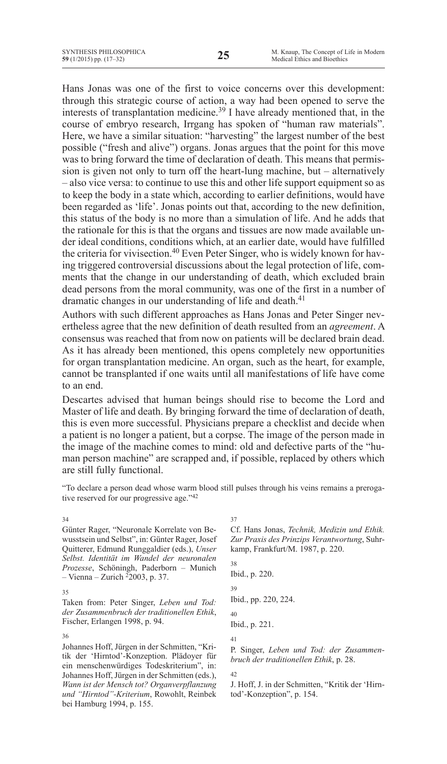Hans Jonas was one of the first to voice concerns over this development: through this strategic course of action, a way had been opened to serve the interests of transplantation medicine.[39] I have already mentioned that, in the course of embryo research, Irrgang has spoken of "human raw materials". Here, we have a similar situation: "harvesting" the largest number of the best possible ("fresh and alive") organs. Jonas argues that the point for this move was to bring forward the time of declaration of death. This means that permission is given not only to turn off the heart-lung machine, but – alternatively – also vice versa: to continue to use this and other life support equipment so as to keep the body in a state which, according to earlier definitions, would have been regarded as 'life'. Jonas points out that, according to the new definition, this status of the body is no more than a simulation of life. And he adds that the rationale for this is that the organs and tissues are now made available under ideal conditions, conditions which, at an earlier date, would have fulfilled the criteria for vivisection.[40] Even Peter Singer, who is widely known for having triggered controversial discussions about the legal protection of life, comments that the change in our understanding of death, which excluded brain dead persons from the moral community, was one of the first in a number of dramatic changes in our understanding of life and death.[41]

Authors with such different approaches as Hans Jonas and Peter Singer nevertheless agree that the new definition of death resulted from an *agreement*. A consensus was reached that from now on patients will be declared brain dead. As it has already been mentioned, this opens completely new opportunities for organ transplantation medicine. An organ, such as the heart, for example, cannot be transplanted if one waits until all manifestations of life have come to an end.

Descartes advised that human beings should rise to become the Lord and Master of life and death. By bringing forward the time of declaration of death, this is even more successful. Physicians prepare a checklist and decide when a patient is no longer a patient, but a corpse. The image of the person made in the image of the machine comes to mind: old and defective parts of the "human person machine" are scrapped and, if possible, replaced by others which are still fully functional.

> "To declare a person dead whose warm blood still pulses through his veins remains a prerogative reserved for our progressive age."[42]

---

34 Günter Rager, "Neuronale Korrelate von Bewusstsein und Selbst", in: Günter Rager, Josef Quitterer, Edmund Runggaldier (eds.), *Unser Selbst. Identität im Wandel der neuronalen Prozesse*, Schöningh, Paderborn – Munich – Vienna – Zurich [2]2003, p. 37.

35 Taken from: Peter Singer, *Leben und Tod: der Zusammenbruch der traditionellen Ethik*, Fischer, Erlangen 1998, p. 94.

36 Johannes Hoff, Jürgen in der Schmitten, "Kritik der 'Hirntod'-Konzeption. Plädoyer für ein menschenwürdiges Todeskriterium", in: Johannes Hoff, Jürgen in der Schmitten (eds.), *Wann ist der Mensch tot? Organverpflanzung und "Hirntod"-Kriterium*, Rowohlt, Reinbek bei Hamburg 1994, p. 155.

37 Cf. Hans Jonas, *Technik, Medizin und Ethik. Zur Praxis des Prinzips Verantwortung*, Suhrkamp, Frankfurt/M. 1987, p. 220.

38 Ibid., p. 220.

39 Ibid., pp. 220, 224.

40 Ibid., p. 221.

41 P. Singer, *Leben und Tod: der Zusammenbruch der traditionellen Ethik*, p. 28.

42 J. Hoff, J. in der Schmitten, "Kritik der 'Hirntod'-Konzeption", p. 154.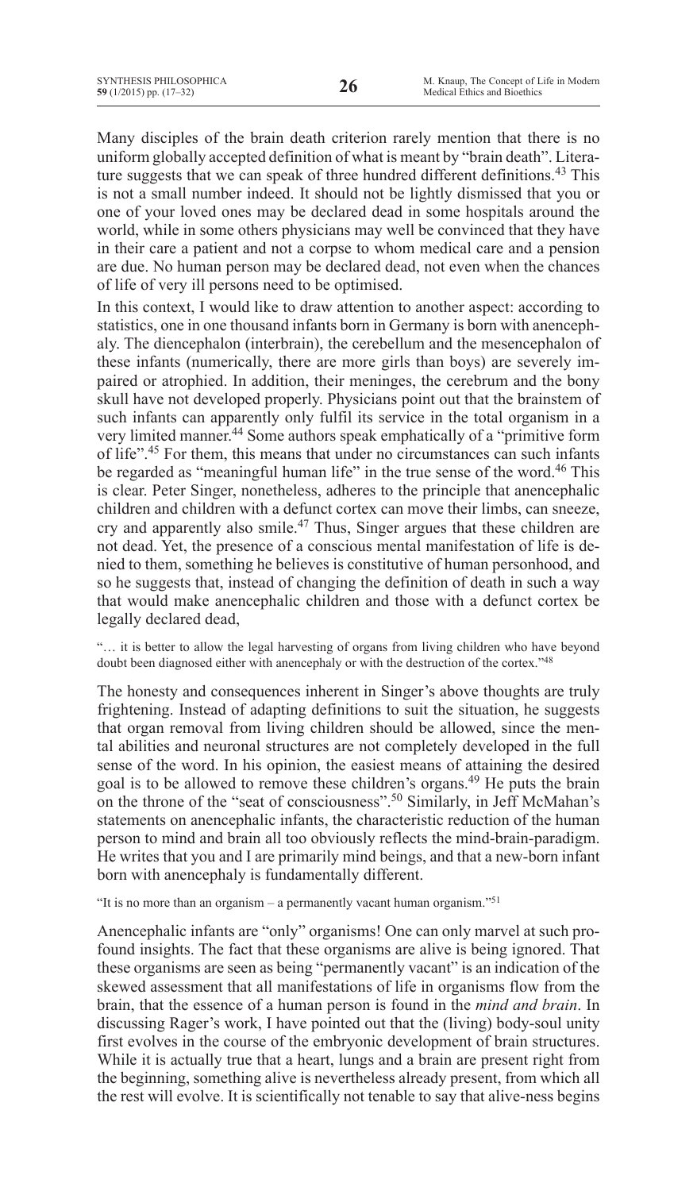Many disciples of the brain death criterion rarely mention that there is no uniform globally accepted definition of what is meant by "brain death". Literature suggests that we can speak of three hundred different definitions.[43] This is not a small number indeed. It should not be lightly dismissed that you or one of your loved ones may be declared dead in some hospitals around the world, while in some others physicians may well be convinced that they have in their care a patient and not a corpse to whom medical care and a pension are due. No human person may be declared dead, not even when the chances of life of very ill persons need to be optimised.

In this context, I would like to draw attention to another aspect: according to statistics, one in one thousand infants born in Germany is born with anencephaly. The diencephalon (interbrain), the cerebellum and the mesencephalon of these infants (numerically, there are more girls than boys) are severely impaired or atrophied. In addition, their meninges, the cerebrum and the bony skull have not developed properly. Physicians point out that the brainstem of such infants can apparently only fulfil its service in the total organism in a very limited manner.[44] Some authors speak emphatically of a "primitive form of life".[45] For them, this means that under no circumstances can such infants be regarded as "meaningful human life" in the true sense of the word.[46] This is clear. Peter Singer, nonetheless, adheres to the principle that anencephalic children and children with a defunct cortex can move their limbs, can sneeze, cry and apparently also smile.[47] Thus, Singer argues that these children are not dead. Yet, the presence of a conscious mental manifestation of life is denied to them, something he believes is constitutive of human personhood, and so he suggests that, instead of changing the definition of death in such a way that would make anencephalic children and those with a defunct cortex be legally declared dead,

"… it is better to allow the legal harvesting of organs from living children who have beyond doubt been diagnosed either with anencephaly or with the destruction of the cortex."[48]

The honesty and consequences inherent in Singer's above thoughts are truly frightening. Instead of adapting definitions to suit the situation, he suggests that organ removal from living children should be allowed, since the mental abilities and neuronal structures are not completely developed in the full sense of the word. In his opinion, the easiest means of attaining the desired goal is to be allowed to remove these children's organs.[49] He puts the brain on the throne of the "seat of consciousness".[50] Similarly, in Jeff McMahan's statements on anencephalic infants, the characteristic reduction of the human person to mind and brain all too obviously reflects the mind-brain-paradigm. He writes that you and I are primarily mind beings, and that a new-born infant born with anencephaly is fundamentally different.

"It is no more than an organism – a permanently vacant human organism."[51]

Anencephalic infants are "only" organisms! One can only marvel at such profound insights. The fact that these organisms are alive is being ignored. That these organisms are seen as being "permanently vacant" is an indication of the skewed assessment that all manifestations of life in organisms flow from the brain, that the essence of a human person is found in the *mind and brain*. In discussing Rager's work, I have pointed out that the (living) body-soul unity first evolves in the course of the embryonic development of brain structures. While it is actually true that a heart, lungs and a brain are present right from the beginning, something alive is nevertheless already present, from which all the rest will evolve. It is scientifically not tenable to say that alive-ness begins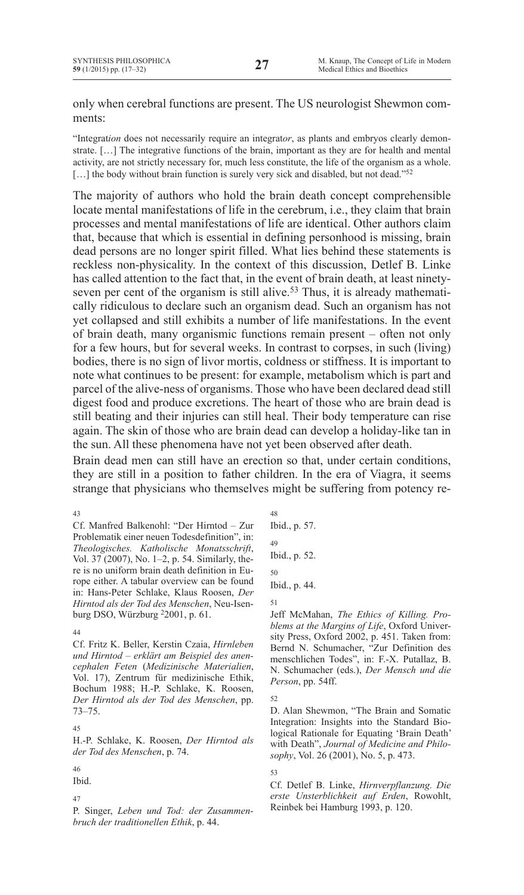only when cerebral functions are present. The US neurologist Shewmon comments:

> "Integrat*ion* does not necessarily require an integrat*or*, as plants and embryos clearly demonstrate. […] The integrative functions of the brain, important as they are for health and mental activity, are not strictly necessary for, much less constitute, the life of the organism as a whole. […] the body without brain function is surely very sick and disabled, but not dead."[52]

The majority of authors who hold the brain death concept comprehensible locate mental manifestations of life in the cerebrum, i.e., they claim that brain processes and mental manifestations of life are identical. Other authors claim that, because that which is essential in defining personhood is missing, brain dead persons are no longer spirit filled. What lies behind these statements is reckless non-physicality. In the context of this discussion, Detlef B. Linke has called attention to the fact that, in the event of brain death, at least ninety-seven per cent of the organism is still alive.[53] Thus, it is already mathematically ridiculous to declare such an organism dead. Such an organism has not yet collapsed and still exhibits a number of life manifestations. In the event of brain death, many organismic functions remain present – often not only for a few hours, but for several weeks. In contrast to corpses, in such (living) bodies, there is no sign of livor mortis, coldness or stiffness. It is important to note what continues to be present: for example, metabolism which is part and parcel of the alive-ness of organisms. Those who have been declared dead still digest food and produce excretions. The heart of those who are brain dead is still beating and their injuries can still heal. Their body temperature can rise again. The skin of those who are brain dead can develop a holiday-like tan in the sun. All these phenomena have not yet been observed after death.

Brain dead men can still have an erection so that, under certain conditions, they are still in a position to father children. In the era of Viagra, it seems strange that physicians who themselves might be suffering from potency re-

---

43 Cf. Manfred Balkenohl: "Der Hirntod – Zur Problematik einer neuen Todesdefinition", in: *Theologisches. Katholische Monatsschrift*, Vol. 37 (2007), No. 1–2, p. 54. Similarly, there is no uniform brain death definition in Europe either. A tabular overview can be found in: Hans-Peter Schlake, Klaus Roosen, *Der Hirntod als der Tod des Menschen*, Neu-Isenburg DSO, Würzburg ²2001, p. 61.

44 Cf. Fritz K. Beller, Kerstin Czaia, *Hirnleben und Hirntod – erklärt am Beispiel des anencephalen Feten* (*Medizinische Materialien*, Vol. 17), Zentrum für medizinische Ethik, Bochum 1988; H.-P. Schlake, K. Roosen, *Der Hirntod als der Tod des Menschen*, pp. 73–75.

45 H.-P. Schlake, K. Roosen, *Der Hirntod als der Tod des Menschen*, p. 74.

46 Ibid.

47 P. Singer, *Leben und Tod: der Zusammenbruch der traditionellen Ethik*, p. 44.

48 Ibid., p. 57.

49 Ibid., p. 52.

50 Ibid., p. 44.

51 Jeff McMahan, *The Ethics of Killing. Problems at the Margins of Life*, Oxford University Press, Oxford 2002, p. 451. Taken from: Bernd N. Schumacher, "Zur Definition des menschlichen Todes", in: F.-X. Putallaz, B. N. Schumacher (eds.), *Der Mensch und die Person*, pp. 54ff.

52 D. Alan Shewmon, "The Brain and Somatic Integration: Insights into the Standard Biological Rationale for Equating 'Brain Death' with Death", *Journal of Medicine and Philosophy*, Vol. 26 (2001), No. 5, p. 473.

53 Cf. Detlef B. Linke, *Hirnverpflanzung. Die erste Unsterblichkeit auf Erden*, Rowohlt, Reinbek bei Hamburg 1993, p. 120.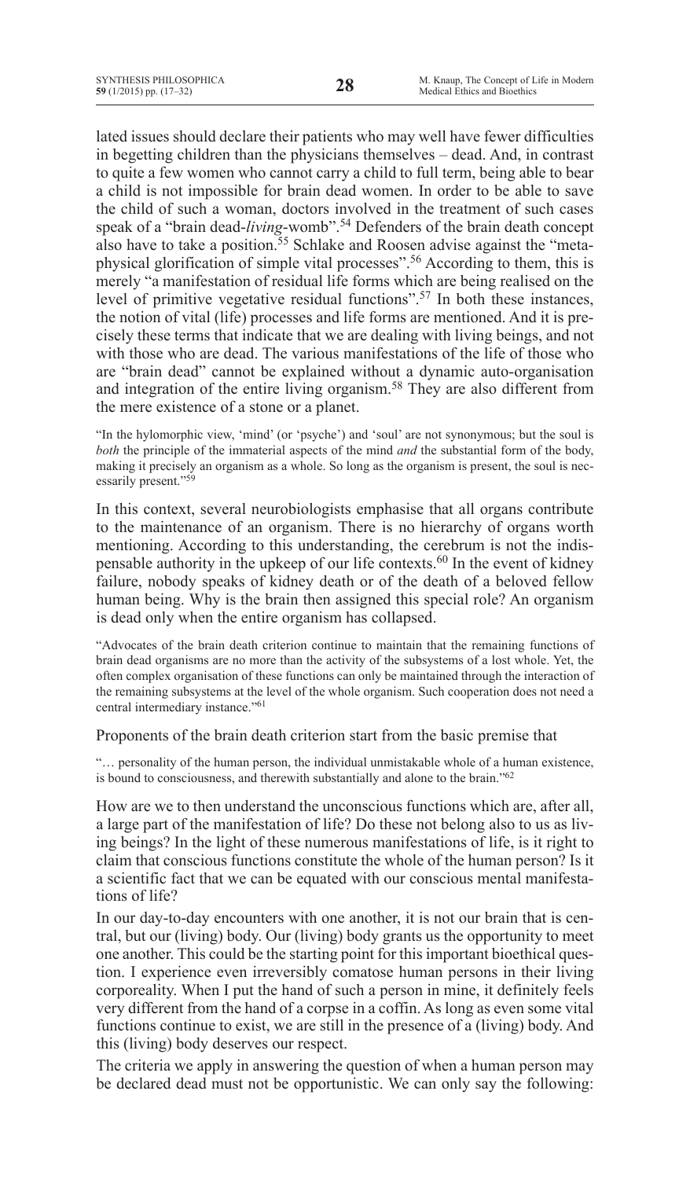lated issues should declare their patients who may well have fewer difficulties in begetting children than the physicians themselves – dead. And, in contrast to quite a few women who cannot carry a child to full term, being able to bear a child is not impossible for brain dead women. In order to be able to save the child of such a woman, doctors involved in the treatment of such cases speak of a "brain dead-*living*-womb".[54] Defenders of the brain death concept also have to take a position.[55] Schlake and Roosen advise against the "metaphysical glorification of simple vital processes".[56] According to them, this is merely "a manifestation of residual life forms which are being realised on the level of primitive vegetative residual functions".[57] In both these instances, the notion of vital (life) processes and life forms are mentioned. And it is precisely these terms that indicate that we are dealing with living beings, and not with those who are dead. The various manifestations of the life of those who are "brain dead" cannot be explained without a dynamic auto-organisation and integration of the entire living organism.[58] They are also different from the mere existence of a stone or a planet.

> "In the hylomorphic view, 'mind' (or 'psyche') and 'soul' are not synonymous; but the soul is *both* the principle of the immaterial aspects of the mind *and* the substantial form of the body, making it precisely an organism as a whole. So long as the organism is present, the soul is necessarily present."[59]

In this context, several neurobiologists emphasise that all organs contribute to the maintenance of an organism. There is no hierarchy of organs worth mentioning. According to this understanding, the cerebrum is not the indispensable authority in the upkeep of our life contexts.[60] In the event of kidney failure, nobody speaks of kidney death or of the death of a beloved fellow human being. Why is the brain then assigned this special role? An organism is dead only when the entire organism has collapsed.

> "Advocates of the brain death criterion continue to maintain that the remaining functions of brain dead organisms are no more than the activity of the subsystems of a lost whole. Yet, the often complex organisation of these functions can only be maintained through the interaction of the remaining subsystems at the level of the whole organism. Such cooperation does not need a central intermediary instance."[61]

Proponents of the brain death criterion start from the basic premise that

> "… personality of the human person, the individual unmistakable whole of a human existence, is bound to consciousness, and therewith substantially and alone to the brain."[62]

How are we to then understand the unconscious functions which are, after all, a large part of the manifestation of life? Do these not belong also to us as living beings? In the light of these numerous manifestations of life, is it right to claim that conscious functions constitute the whole of the human person? Is it a scientific fact that we can be equated with our conscious mental manifestations of life?

In our day-to-day encounters with one another, it is not our brain that is central, but our (living) body. Our (living) body grants us the opportunity to meet one another. This could be the starting point for this important bioethical question. I experience even irreversibly comatose human persons in their living corporeality. When I put the hand of such a person in mine, it definitely feels very different from the hand of a corpse in a coffin. As long as even some vital functions continue to exist, we are still in the presence of a (living) body. And this (living) body deserves our respect.

The criteria we apply in answering the question of when a human person may be declared dead must not be opportunistic. We can only say the following: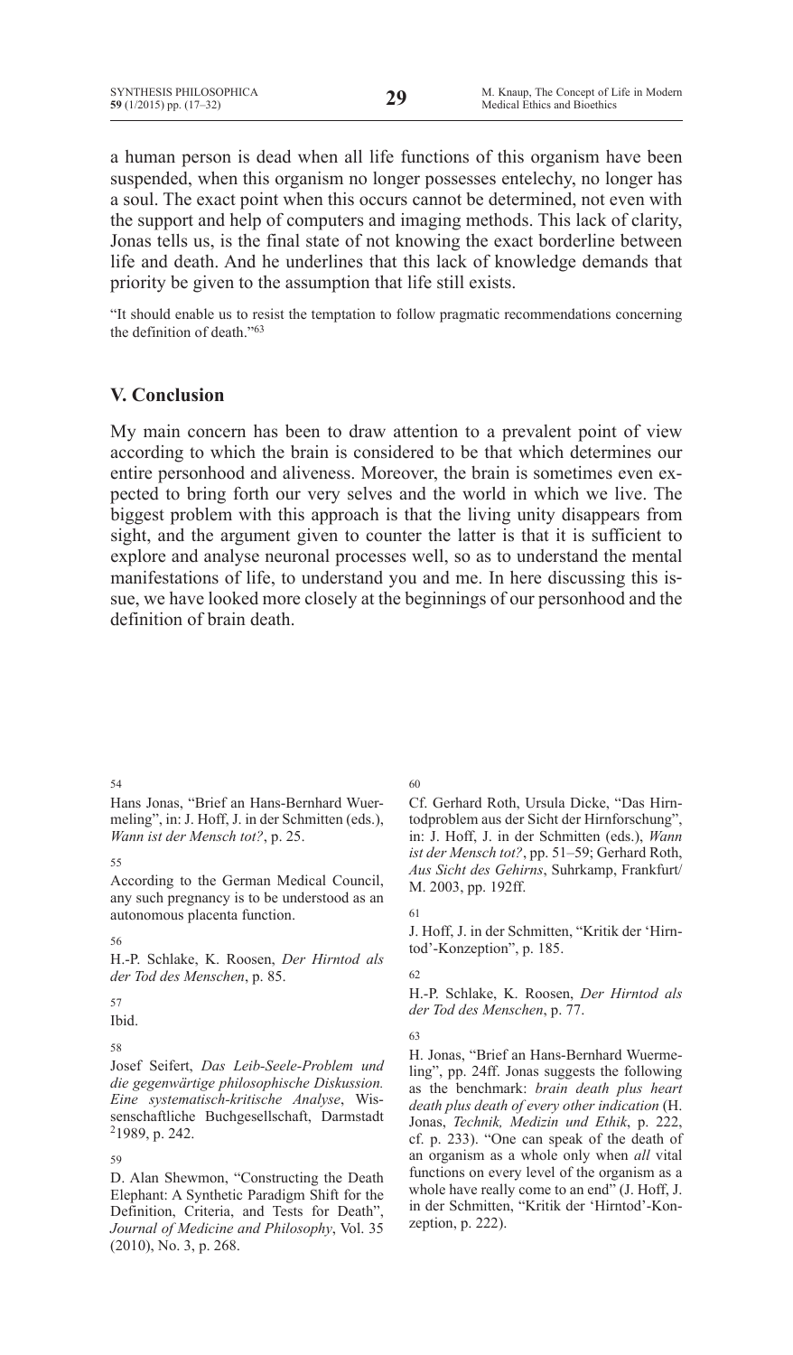a human person is dead when all life functions of this organism have been suspended, when this organism no longer possesses entelechy, no longer has a soul. The exact point when this occurs cannot be determined, not even with the support and help of computers and imaging methods. This lack of clarity, Jonas tells us, is the final state of not knowing the exact borderline between life and death. And he underlines that this lack of knowledge demands that priority be given to the assumption that life still exists.

"It should enable us to resist the temptation to follow pragmatic recommendations concerning the definition of death."[63]

## V. Conclusion

My main concern has been to draw attention to a prevalent point of view according to which the brain is considered to be that which determines our entire personhood and aliveness. Moreover, the brain is sometimes even expected to bring forth our very selves and the world in which we live. The biggest problem with this approach is that the living unity disappears from sight, and the argument given to counter the latter is that it is sufficient to explore and analyse neuronal processes well, so as to understand the mental manifestations of life, to understand you and me. In here discussing this issue, we have looked more closely at the beginnings of our personhood and the definition of brain death.

---

54
Hans Jonas, "Brief an Hans-Bernhard Wuermeling", in: J. Hoff, J. in der Schmitten (eds.), *Wann ist der Mensch tot?*, p. 25.

55
According to the German Medical Council, any such pregnancy is to be understood as an autonomous placenta function.

56
H.-P. Schlake, K. Roosen, *Der Hirntod als der Tod des Menschen*, p. 85.

57
Ibid.

58
Josef Seifert, *Das Leib-Seele-Problem und die gegenwärtige philosophische Diskussion. Eine systematisch-kritische Analyse*, Wissenschaftliche Buchgesellschaft, Darmstadt [2]1989, p. 242.

59
D. Alan Shewmon, "Constructing the Death Elephant: A Synthetic Paradigm Shift for the Definition, Criteria, and Tests for Death", *Journal of Medicine and Philosophy*, Vol. 35 (2010), No. 3, p. 268.

60
Cf. Gerhard Roth, Ursula Dicke, "Das Hirntodproblem aus der Sicht der Hirnforschung", in: J. Hoff, J. in der Schmitten (eds.), *Wann ist der Mensch tot?*, pp. 51–59; Gerhard Roth, *Aus Sicht des Gehirns*, Suhrkamp, Frankfurt/M. 2003, pp. 192ff.

61
J. Hoff, J. in der Schmitten, "Kritik der 'Hirntod'-Konzeption", p. 185.

62
H.-P. Schlake, K. Roosen, *Der Hirntod als der Tod des Menschen*, p. 77.

63
H. Jonas, "Brief an Hans-Bernhard Wuermeling", pp. 24ff. Jonas suggests the following as the benchmark: *brain death plus heart death plus death of every other indication* (H. Jonas, *Technik, Medizin und Ethik*, p. 222, cf. p. 233). "One can speak of the death of an organism as a whole only when *all* vital functions on every level of the organism as a whole have really come to an end" (J. Hoff, J. in der Schmitten, "Kritik der 'Hirntod'-Konzeption, p. 222).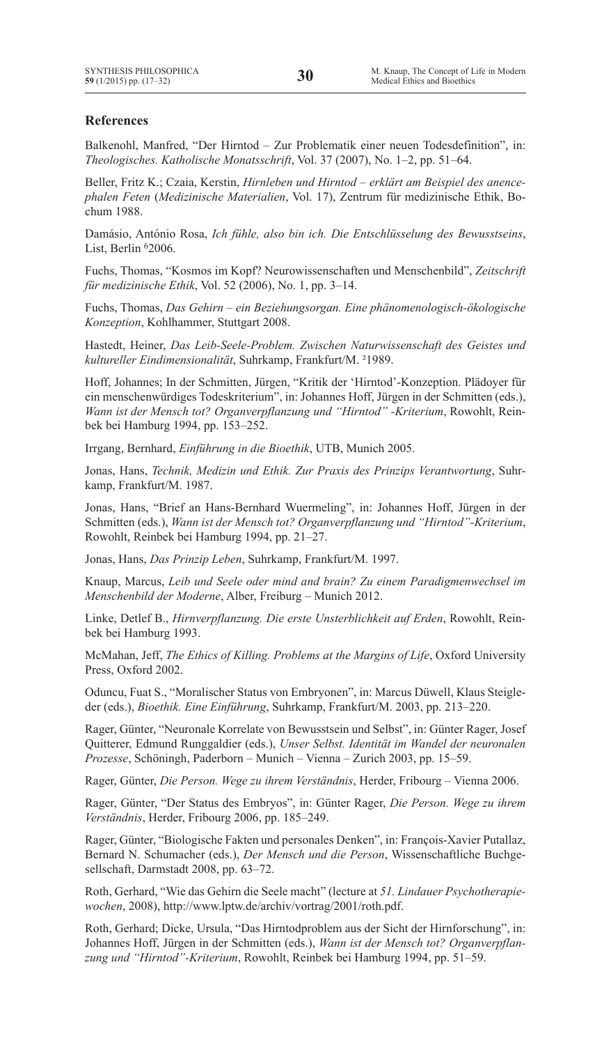## References

Balkenohl, Manfred, "Der Hirntod – Zur Problematik einer neuen Todesdefinition", in: *Theologisches. Katholische Monatsschrift*, Vol. 37 (2007), No. 1–2, pp. 51–64.

Beller, Fritz K.; Czaia, Kerstin, *Hirnleben und Hirntod – erklärt am Beispiel des anencephalen Feten* (*Medizinische Materialien*, Vol. 17), Zentrum für medizinische Ethik, Bochum 1988.

Damásio, António Rosa, *Ich fühle, also bin ich. Die Entschlüsselung des Bewusstseins*, List, Berlin [6]2006.

Fuchs, Thomas, "Kosmos im Kopf? Neurowissenschaften und Menschenbild", *Zeitschrift für medizinische Ethik*, Vol. 52 (2006), No. 1, pp. 3–14.

Fuchs, Thomas, *Das Gehirn – ein Beziehungsorgan. Eine phänomenologisch-ökologische Konzeption*, Kohlhammer, Stuttgart 2008.

Hastedt, Heiner, *Das Leib-Seele-Problem. Zwischen Naturwissenschaft des Geistes und kultureller Eindimensionalität*, Suhrkamp, Frankfurt/M. [2]1989.

Hoff, Johannes; In der Schmitten, Jürgen, "Kritik der 'Hirntod'-Konzeption. Plädoyer für ein menschenwürdiges Todeskriterium", in: Johannes Hoff, Jürgen in der Schmitten (eds.), *Wann ist der Mensch tot? Organverpflanzung und "Hirntod" -Kriterium*, Rowohlt, Reinbek bei Hamburg 1994, pp. 153–252.

Irrgang, Bernhard, *Einführung in die Bioethik*, UTB, Munich 2005.

Jonas, Hans, *Technik, Medizin und Ethik. Zur Praxis des Prinzips Verantwortung*, Suhrkamp, Frankfurt/M. 1987.

Jonas, Hans, "Brief an Hans-Bernhard Wuermeling", in: Johannes Hoff, Jürgen in der Schmitten (eds.), *Wann ist der Mensch tot? Organverpflanzung und "Hirntod"-Kriterium*, Rowohlt, Reinbek bei Hamburg 1994, pp. 21–27.

Jonas, Hans, *Das Prinzip Leben*, Suhrkamp, Frankfurt/M. 1997.

Knaup, Marcus, *Leib und Seele oder mind and brain? Zu einem Paradigmenwechsel im Menschenbild der Moderne*, Alber, Freiburg – Munich 2012.

Linke, Detlef B., *Hirnverpflanzung. Die erste Unsterblichkeit auf Erden*, Rowohlt, Reinbek bei Hamburg 1993.

McMahan, Jeff, *The Ethics of Killing. Problems at the Margins of Life*, Oxford University Press, Oxford 2002.

Oduncu, Fuat S., "Moralischer Status von Embryonen", in: Marcus Düwell, Klaus Steigleder (eds.), *Bioethik. Eine Einführung*, Suhrkamp, Frankfurt/M. 2003, pp. 213–220.

Rager, Günter, "Neuronale Korrelate von Bewusstsein und Selbst", in: Günter Rager, Josef Quitterer, Edmund Runggaldier (eds.), *Unser Selbst. Identität im Wandel der neuronalen Prozesse*, Schöningh, Paderborn – Munich – Vienna – Zurich 2003, pp. 15–59.

Rager, Günter, *Die Person. Wege zu ihrem Verständnis*, Herder, Fribourg – Vienna 2006.

Rager, Günter, "Der Status des Embryos", in: Günter Rager, *Die Person. Wege zu ihrem Verständnis*, Herder, Fribourg 2006, pp. 185–249.

Rager, Günter, "Biologische Fakten und personales Denken", in: François-Xavier Putallaz, Bernard N. Schumacher (eds.), *Der Mensch und die Person*, Wissenschaftliche Buchgesellschaft, Darmstadt 2008, pp. 63–72.

Roth, Gerhard, "Wie das Gehirn die Seele macht" (lecture at *51. Lindauer Psychotherapiewochen*, 2008), http://www.lptw.de/archiv/vortrag/2001/roth.pdf.

Roth, Gerhard; Dicke, Ursula, "Das Hirntodproblem aus der Sicht der Hirnforschung", in: Johannes Hoff, Jürgen in der Schmitten (eds.), *Wann ist der Mensch tot? Organverpflanzung und "Hirntod"-Kriterium*, Rowohlt, Reinbek bei Hamburg 1994, pp. 51–59.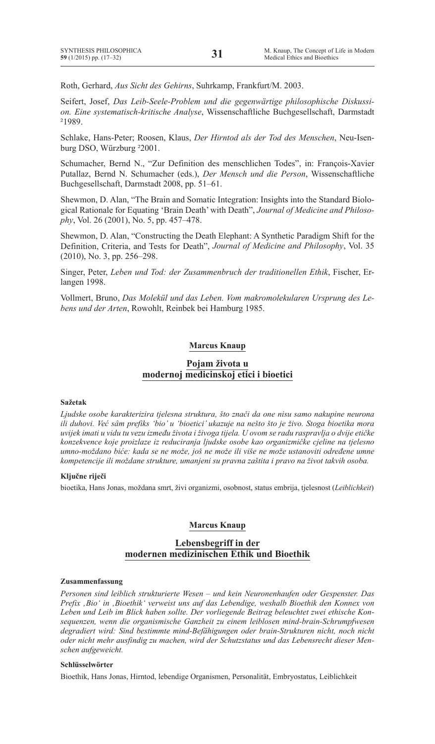Roth, Gerhard, *Aus Sicht des Gehirns*, Suhrkamp, Frankfurt/M. 2003.

Seifert, Josef, *Das Leib-Seele-Problem und die gegenwärtige philosophische Diskussion. Eine systematisch-kritische Analyse*, Wissenschaftliche Buchgesellschaft, Darmstadt ²1989.

Schlake, Hans-Peter; Roosen, Klaus, *Der Hirntod als der Tod des Menschen*, Neu-Isenburg DSO, Würzburg ²2001.

Schumacher, Bernd N., "Zur Definition des menschlichen Todes", in: François-Xavier Putallaz, Bernd N. Schumacher (eds.), *Der Mensch und die Person*, Wissenschaftliche Buchgesellschaft, Darmstadt 2008, pp. 51–61.

Shewmon, D. Alan, "The Brain and Somatic Integration: Insights into the Standard Biological Rationale for Equating 'Brain Death' with Death", *Journal of Medicine and Philosophy*, Vol. 26 (2001), No. 5, pp. 457–478.

Shewmon, D. Alan, "Constructing the Death Elephant: A Synthetic Paradigm Shift for the Definition, Criteria, and Tests for Death", *Journal of Medicine and Philosophy*, Vol. 35 (2010), No. 3, pp. 256–298.

Singer, Peter, *Leben und Tod: der Zusammenbruch der traditionellen Ethik*, Fischer, Erlangen 1998.

Vollmert, Bruno, *Das Molekül und das Leben. Vom makromolekularen Ursprung des Lebens und der Arten*, Rowohlt, Reinbek bei Hamburg 1985.

**Marcus Knaup**

## Pojam života u modernoj medicinskoj etici i bioetici

**Sažetak**

*Ljudske osobe karakterizira tjelesna struktura, što znači da one nisu samo nakupine neurona ili duhovi. Već sâm prefiks 'bio' u 'bioetici' ukazuje na nešto što je živo. Stoga bioetika mora uvijek imati u vidu tu vezu između života i živoga tijela. U ovom se radu raspravlja o dvije etičke konzekvence koje proizlaze iz reduciranja ljudske osobe kao organizmičke cjeline na tjelesno umno-moždano biće: kada se ne može, još ne može ili više ne može ustanoviti određene umne kompetencije ili moždane strukture, umanjeni su pravna zaštita i pravo na život takvih osoba.*

**Ključne riječi**

bioetika, Hans Jonas, moždana smrt, živi organizmi, osobnost, status embrija, tjelesnost (*Leiblichkeit*)

**Marcus Knaup**

## Lebensbegriff in der modernen medizinischen Ethik und Bioethik

**Zusammenfassung**

*Personen sind leiblich strukturierte Wesen – und kein Neuronenhaufen oder Gespenster. Das Prefix ‚Bio' in ‚Bioethik' verweist uns auf das Lebendige, weshalb Bioethik den Konnex von Leben und Leib im Blick haben sollte. Der vorliegende Beitrag beleuchtet zwei ethische Konsequenzen, wenn die organismische Ganzheit zu einem leiblosen mind-brain-Schrumpfwesen degradiert wird: Sind bestimmte mind-Befähigungen oder brain-Strukturen nicht, noch nicht oder nicht mehr ausfindig zu machen, wird der Schutzstatus und das Lebensrecht dieser Menschen aufgeweicht.*

**Schlüsselwörter**

Bioethik, Hans Jonas, Hirntod, lebendige Organismen, Personalität, Embryostatus, Leiblichkeit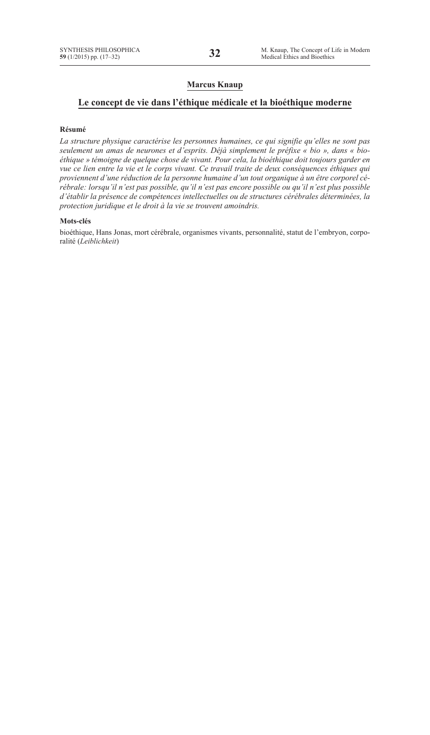**Marcus Knaup**

## Le concept de vie dans l’éthique médicale et la bioéthique moderne

### Résumé

*La structure physique caractérise les personnes humaines, ce qui signifie qu’elles ne sont pas seulement un amas de neurones et d’esprits. Déjà simplement le préfixe « bio », dans « bioéthique » témoigne de quelque chose de vivant. Pour cela, la bioéthique doit toujours garder en vue ce lien entre la vie et le corps vivant. Ce travail traite de deux conséquences éthiques qui proviennent d’une réduction de la personne humaine d’un tout organique à un être corporel cérébrale: lorsqu’il n’est pas possible, qu’il n’est pas encore possible ou qu’il n’est plus possible d’établir la présence de compétences intellectuelles ou de structures cérébrales déterminées, la protection juridique et le droit à la vie se trouvent amoindris.*

### Mots-clés

bioéthique, Hans Jonas, mort cérébrale, organismes vivants, personnalité, statut de l’embryon, corporalité (*Leiblichkeit*)